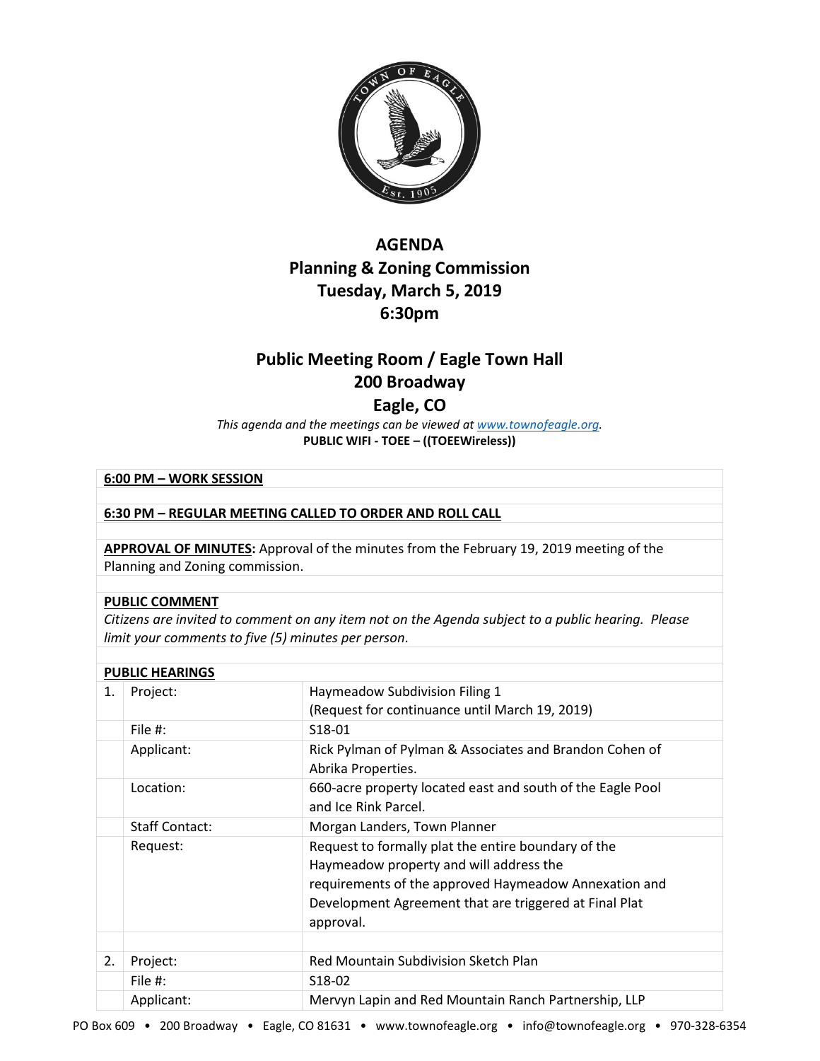# AGENDA
## Planning & Zoning Commission
## Tuesday, March 5, 2019
## 6:30pm

## Public Meeting Room / Eagle Town Hall
## 200 Broadway
## Eagle, CO

*This agenda and the meetings can be viewed at www.townofeagle.org.*

**PUBLIC WIFI - TOEE – ((TOEEWireless))**

**6:00 PM – WORK SESSION**

**6:30 PM – REGULAR MEETING CALLED TO ORDER AND ROLL CALL**

**APPROVAL OF MINUTES:** Approval of the minutes from the February 19, 2019 meeting of the Planning and Zoning commission.

**PUBLIC COMMENT**

*Citizens are invited to comment on any item not on the Agenda subject to a public hearing. Please limit your comments to five (5) minutes per person.*

**PUBLIC HEARINGS**

| | | |
|---|---|---|
| 1. | Project: | Haymeadow Subdivision Filing 1 (Request for continuance until March 19, 2019) |
| | File #: | S18-01 |
| | Applicant: | Rick Pylman of Pylman & Associates and Brandon Cohen of Abrika Properties. |
| | Location: | 660-acre property located east and south of the Eagle Pool and Ice Rink Parcel. |
| | Staff Contact: | Morgan Landers, Town Planner |
| | Request: | Request to formally plat the entire boundary of the Haymeadow property and will address the requirements of the approved Haymeadow Annexation and Development Agreement that are triggered at Final Plat approval. |
| | | |
| 2. | Project: | Red Mountain Subdivision Sketch Plan |
| | File #: | S18-02 |
| | Applicant: | Mervyn Lapin and Red Mountain Ranch Partnership, LLP |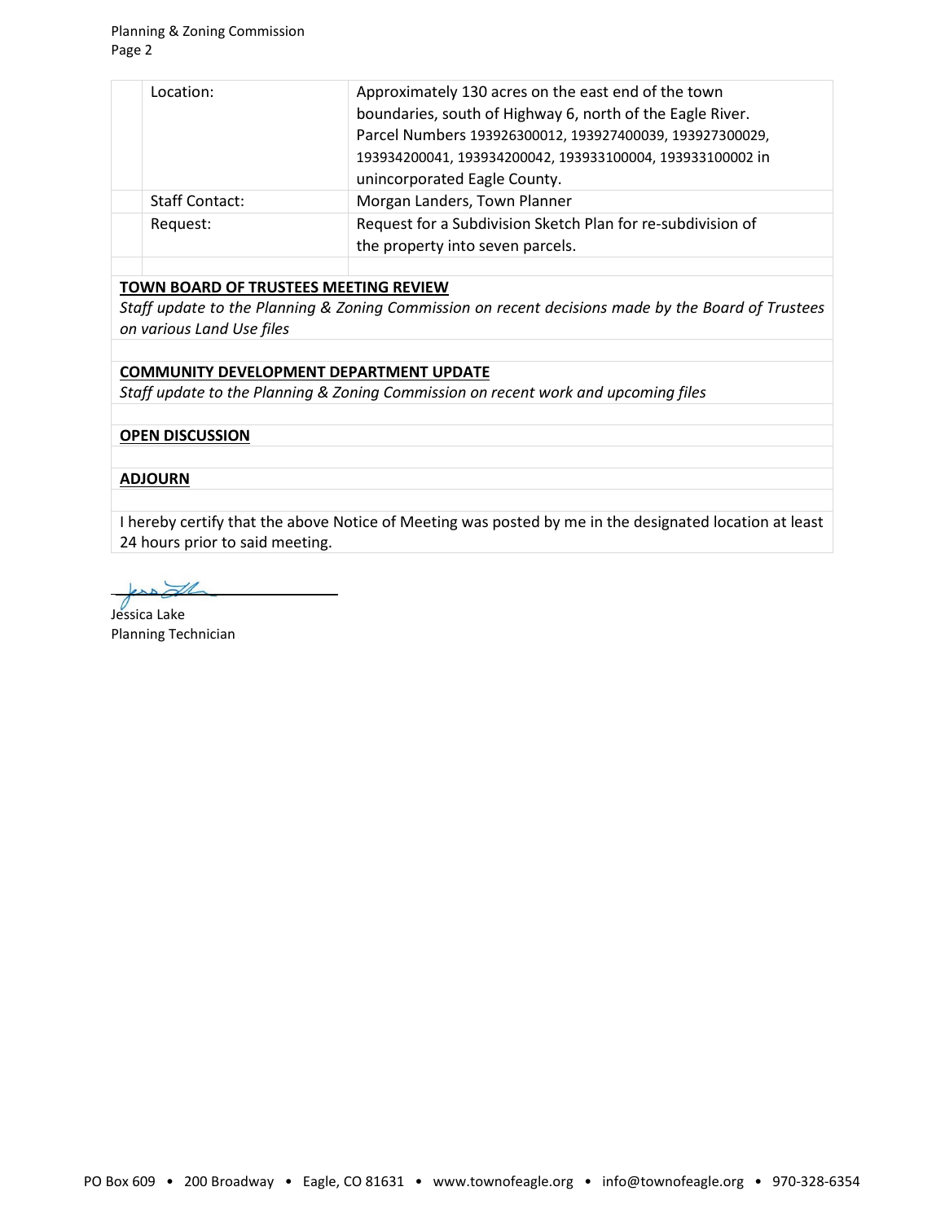| | | |
|---|---|---|
| | Location: | Approximately 130 acres on the east end of the town boundaries, south of Highway 6, north of the Eagle River. Parcel Numbers 193926300012, 193927400039, 193927300029, 193934200041, 193934200042, 193933100004, 193933100002 in unincorporated Eagle County. |
| | Staff Contact: | Morgan Landers, Town Planner |
| | Request: | Request for a Subdivision Sketch Plan for re-subdivision of the property into seven parcels. |

**TOWN BOARD OF TRUSTEES MEETING REVIEW**

*Staff update to the Planning & Zoning Commission on recent decisions made by the Board of Trustees on various Land Use files*

**COMMUNITY DEVELOPMENT DEPARTMENT UPDATE**

*Staff update to the Planning & Zoning Commission on recent work and upcoming files*

**OPEN DISCUSSION**

**ADJOURN**

I hereby certify that the above Notice of Meeting was posted by me in the designated location at least 24 hours prior to said meeting.

Jessica Lake
Planning Technician

PO Box 609 • 200 Broadway • Eagle, CO 81631 • www.townofeagle.org • info@townofeagle.org • 970-328-6354